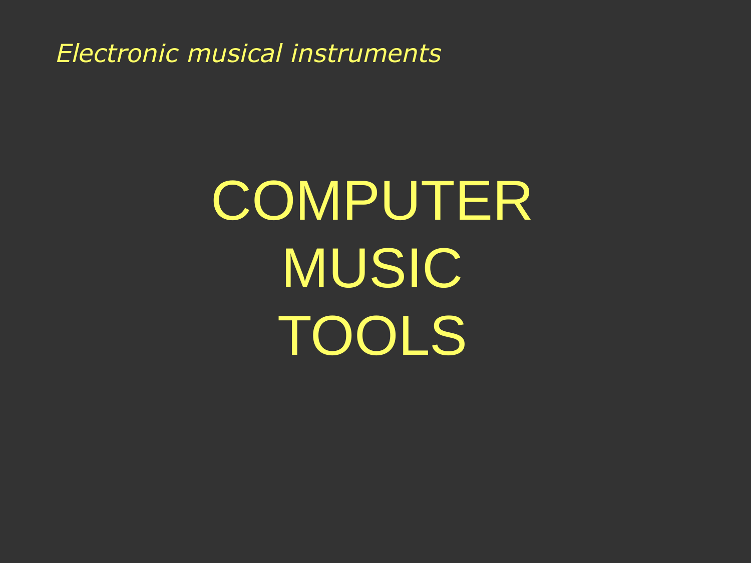*Electronic musical instruments*

# COMPUTER MUSIC TOOLS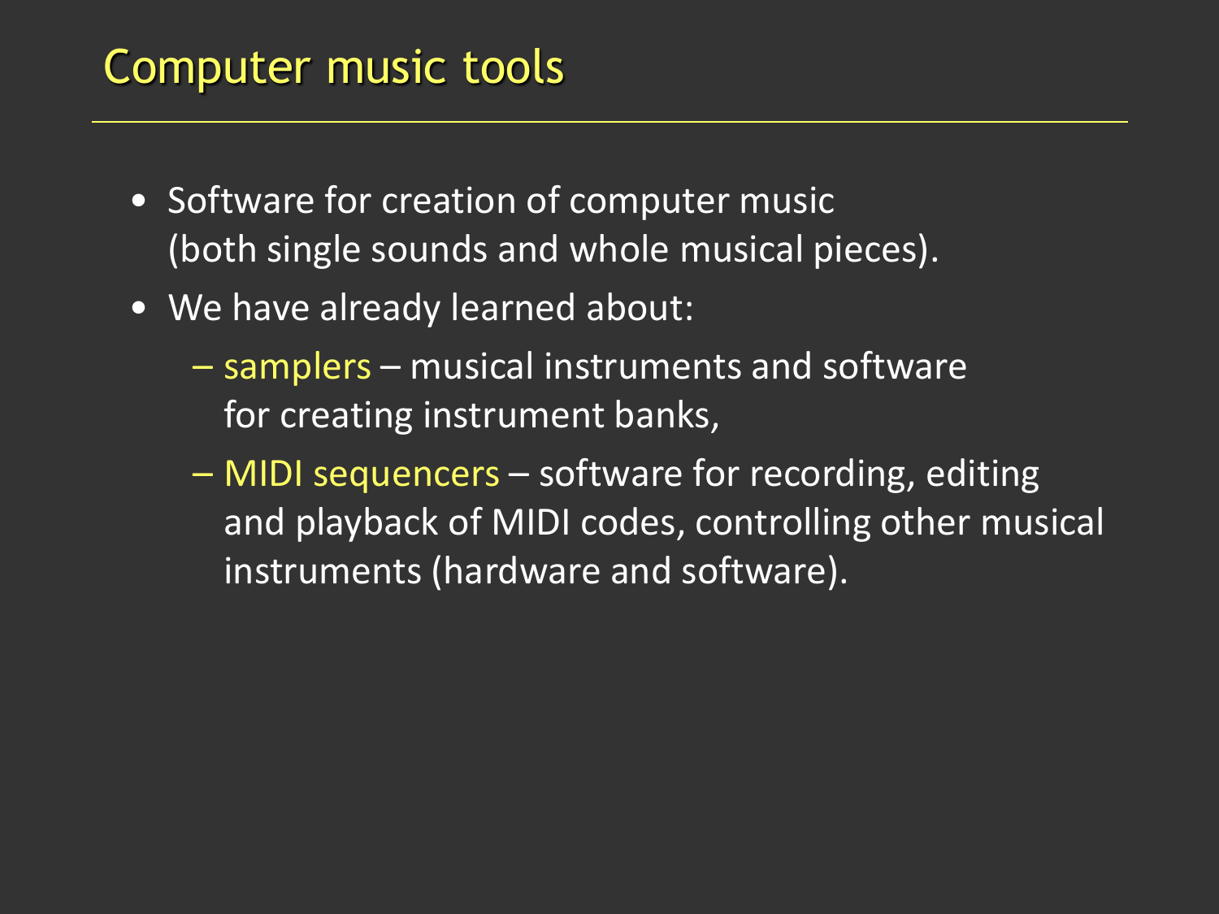# Computer music tools

- Software for creation of computer music (both single sounds and whole musical pieces).
- We have already learned about:
  - samplers – musical instruments and software for creating instrument banks,
  - MIDI sequencers – software for recording, editing and playback of MIDI codes, controlling other musical instruments (hardware and software).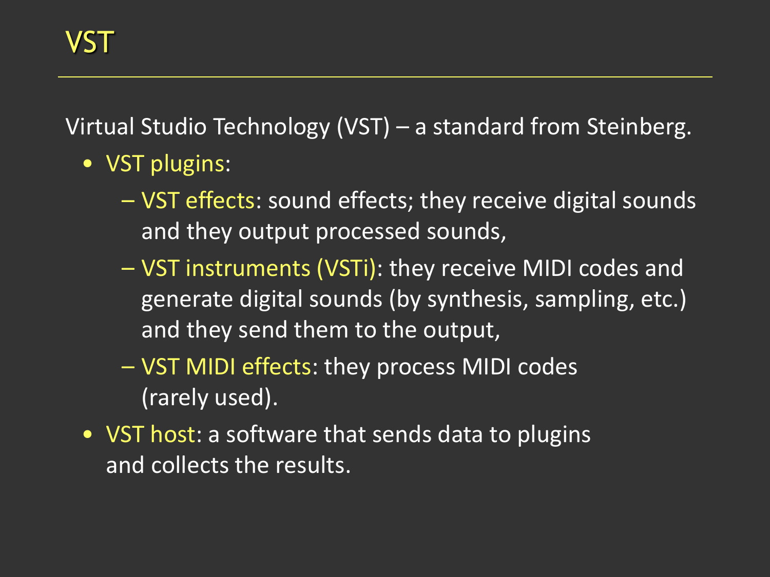# VST

Virtual Studio Technology (VST) – a standard from Steinberg.

- VST plugins:
  - VST effects: sound effects; they receive digital sounds and they output processed sounds,
  - VST instruments (VSTi): they receive MIDI codes and generate digital sounds (by synthesis, sampling, etc.) and they send them to the output,
  - VST MIDI effects: they process MIDI codes (rarely used).
- VST host: a software that sends data to plugins and collects the results.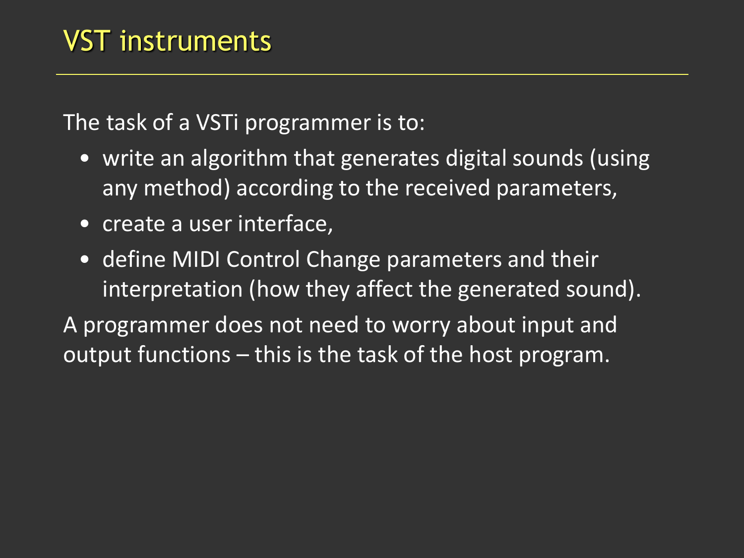# VST instruments

The task of a VSTi programmer is to:

- write an algorithm that generates digital sounds (using any method) according to the received parameters,
- create a user interface,
- define MIDI Control Change parameters and their interpretation (how they affect the generated sound).

A programmer does not need to worry about input and output functions – this is the task of the host program.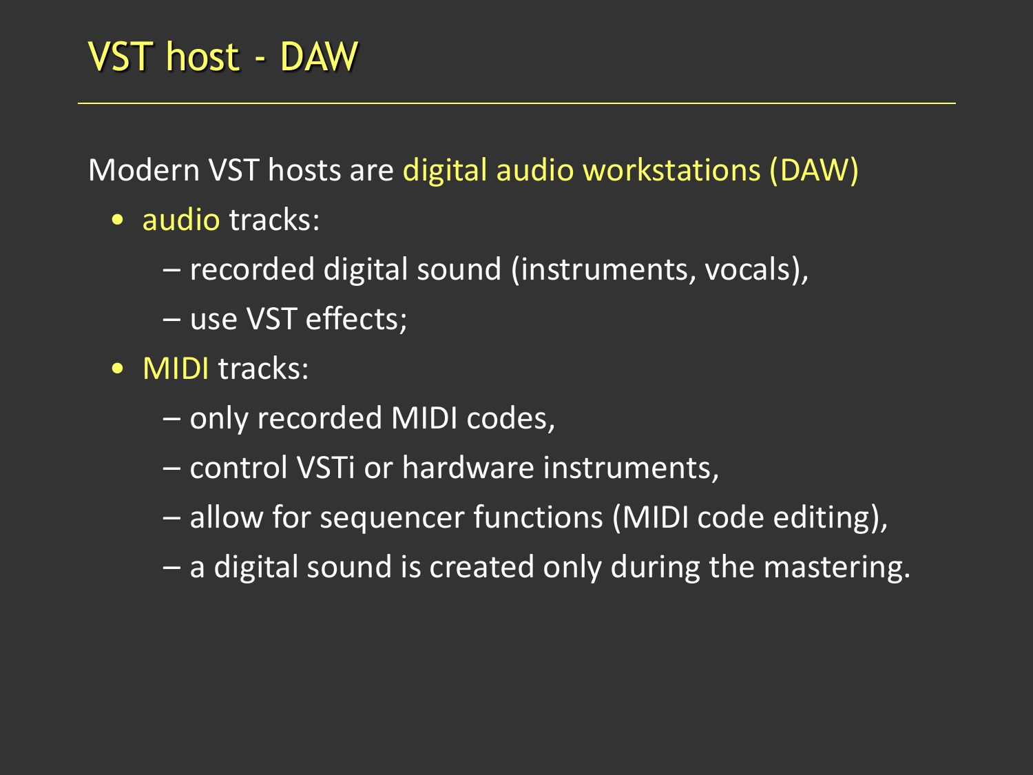# VST host - DAW

Modern VST hosts are digital audio workstations (DAW)

- audio tracks:
  - recorded digital sound (instruments, vocals),
  - use VST effects;
- MIDI tracks:
  - only recorded MIDI codes,
  - control VSTi or hardware instruments,
  - allow for sequencer functions (MIDI code editing),
  - a digital sound is created only during the mastering.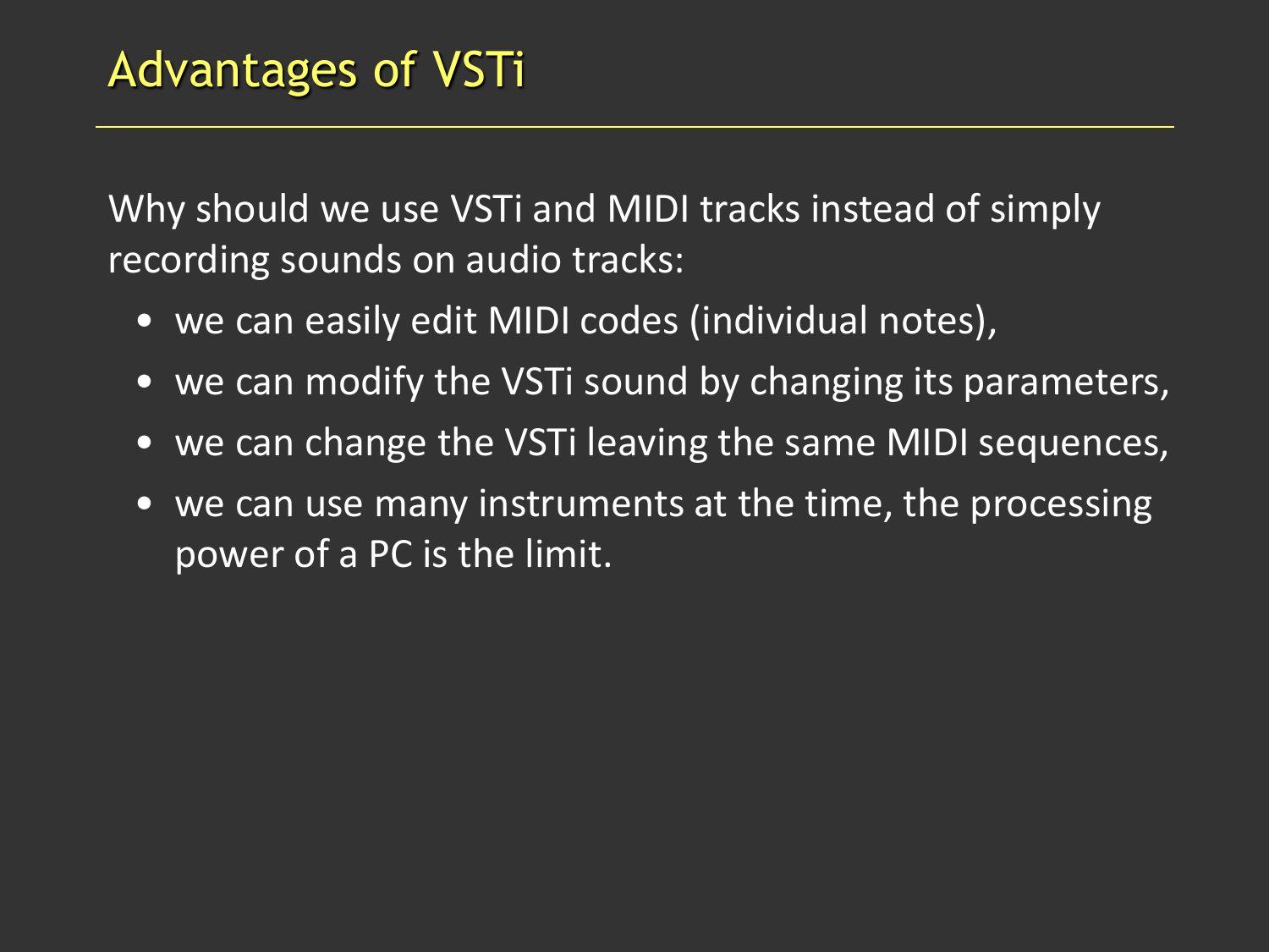# Advantages of VSTi

Why should we use VSTi and MIDI tracks instead of simply recording sounds on audio tracks:

- we can easily edit MIDI codes (individual notes),
- we can modify the VSTi sound by changing its parameters,
- we can change the VSTi leaving the same MIDI sequences,
- we can use many instruments at the time, the processing power of a PC is the limit.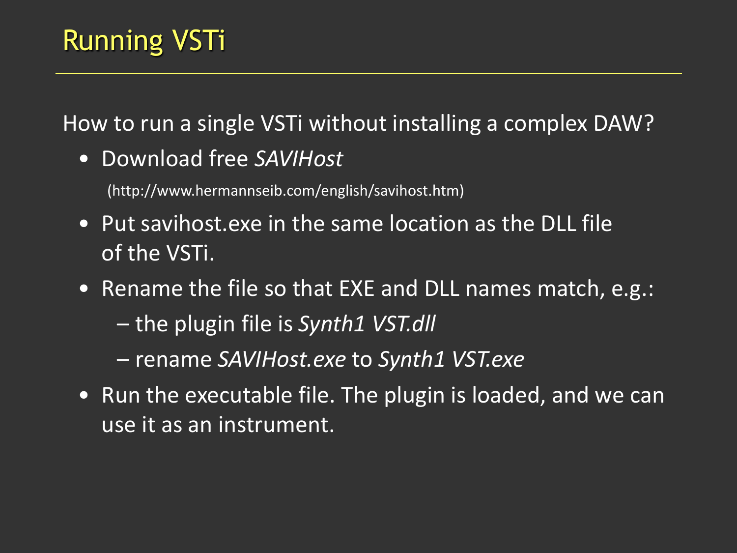# Running VSTi

How to run a single VSTi without installing a complex DAW?

- Download free *SAVIHost*

  (http://www.hermannseib.com/english/savihost.htm)

- Put savihost.exe in the same location as the DLL file of the VSTi.
- Rename the file so that EXE and DLL names match, e.g.:
  - the plugin file is *Synth1 VST.dll*
  - rename *SAVIHost.exe* to *Synth1 VST.exe*
- Run the executable file. The plugin is loaded, and we can use it as an instrument.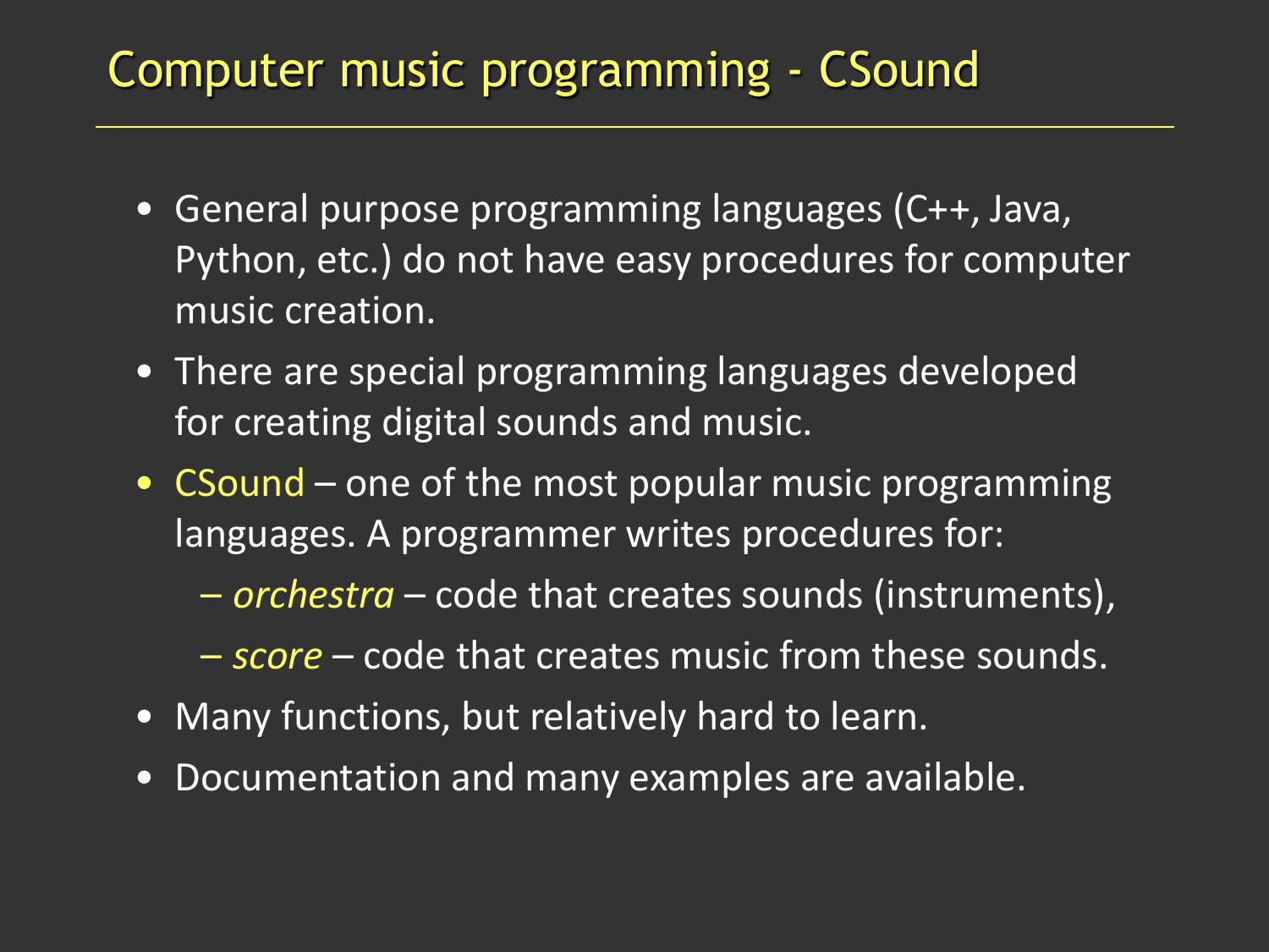# Computer music programming - CSound

- General purpose programming languages (C++, Java, Python, etc.) do not have easy procedures for computer music creation.
- There are special programming languages developed for creating digital sounds and music.
- CSound – one of the most popular music programming languages. A programmer writes procedures for:
  - *orchestra* – code that creates sounds (instruments),
  - *score* – code that creates music from these sounds.
- Many functions, but relatively hard to learn.
- Documentation and many examples are available.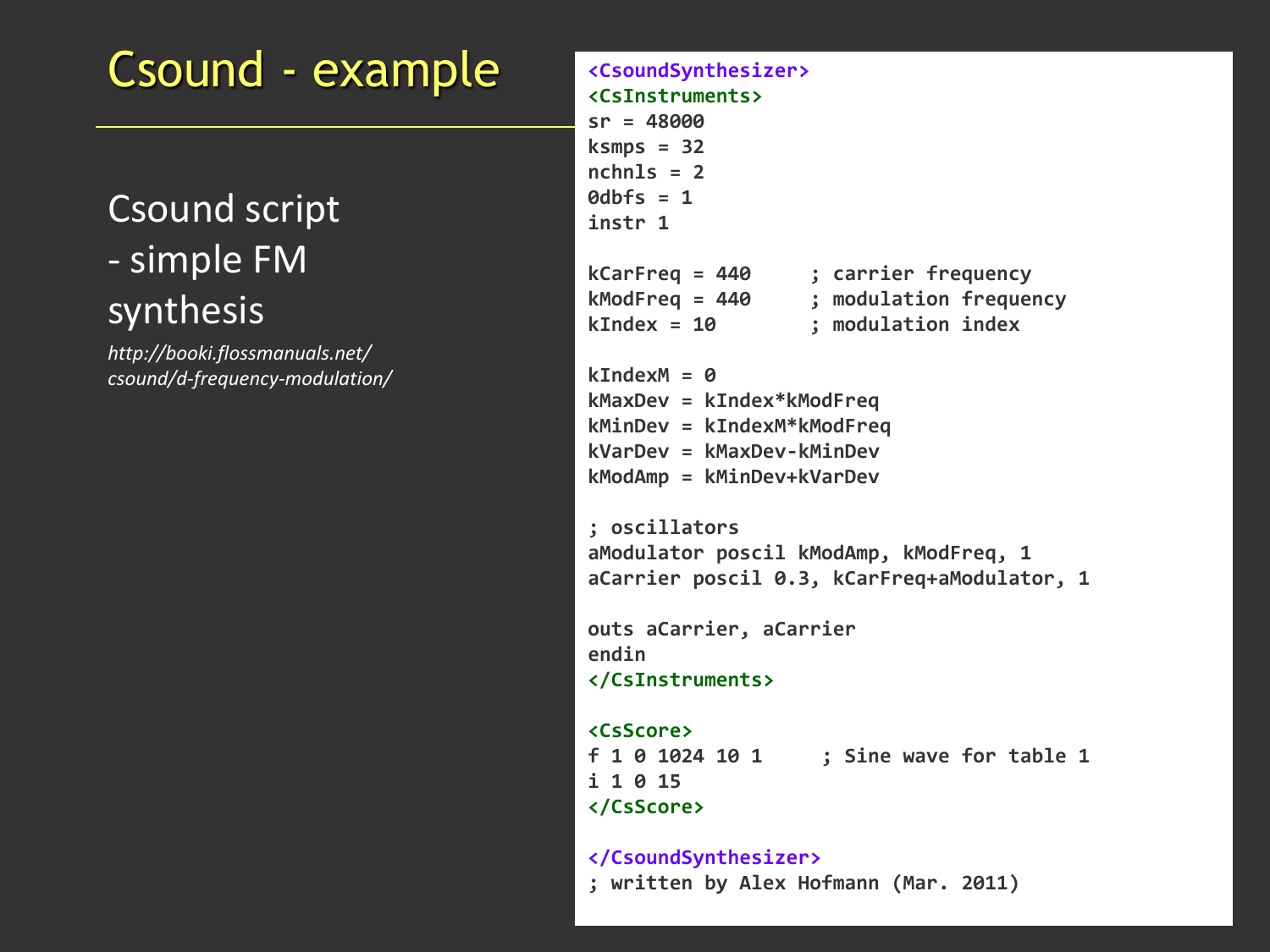# Csound - example

Csound script - simple FM synthesis

*http://booki.flossmanuals.net/csound/d-frequency-modulation/*

```
<CsoundSynthesizer>
<CsInstruments>
sr = 48000
ksmps = 32
nchnls = 2
0dbfs = 1
instr 1

kCarFreq = 440     ; carrier frequency
kModFreq = 440     ; modulation frequency
kIndex = 10        ; modulation index

kIndexM = 0
kMaxDev = kIndex*kModFreq
kMinDev = kIndexM*kModFreq
kVarDev = kMaxDev-kMinDev
kModAmp = kMinDev+kVarDev

; oscillators
aModulator poscil kModAmp, kModFreq, 1
aCarrier poscil 0.3, kCarFreq+aModulator, 1

outs aCarrier, aCarrier
endin
</CsInstruments>

<CsScore>
f 1 0 1024 10 1     ; Sine wave for table 1
i 1 0 15
</CsScore>

</CsoundSynthesizer>
; written by Alex Hofmann (Mar. 2011)
```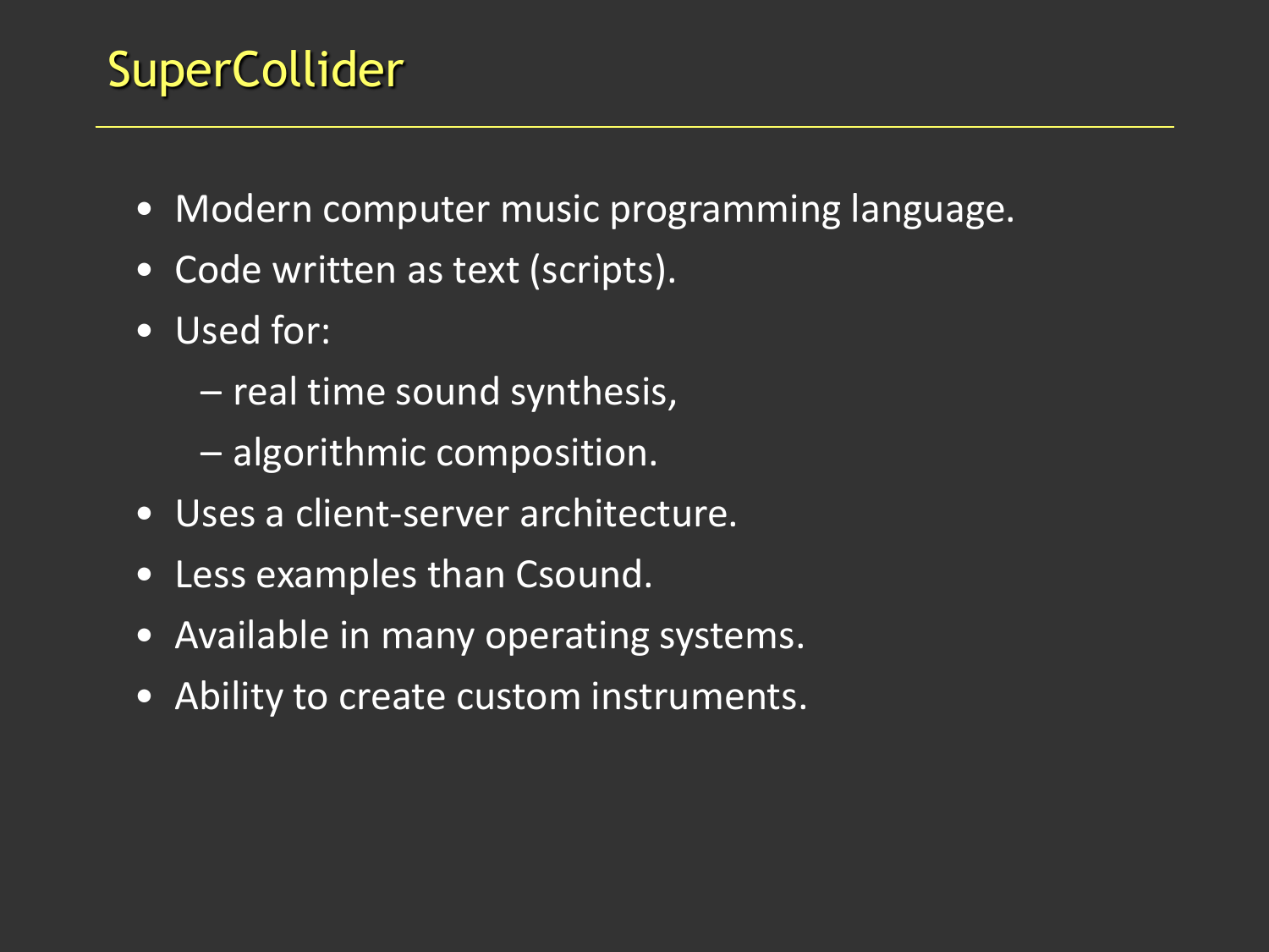# SuperCollider

- Modern computer music programming language.
- Code written as text (scripts).
- Used for:
  - real time sound synthesis,
  - algorithmic composition.
- Uses a client-server architecture.
- Less examples than Csound.
- Available in many operating systems.
- Ability to create custom instruments.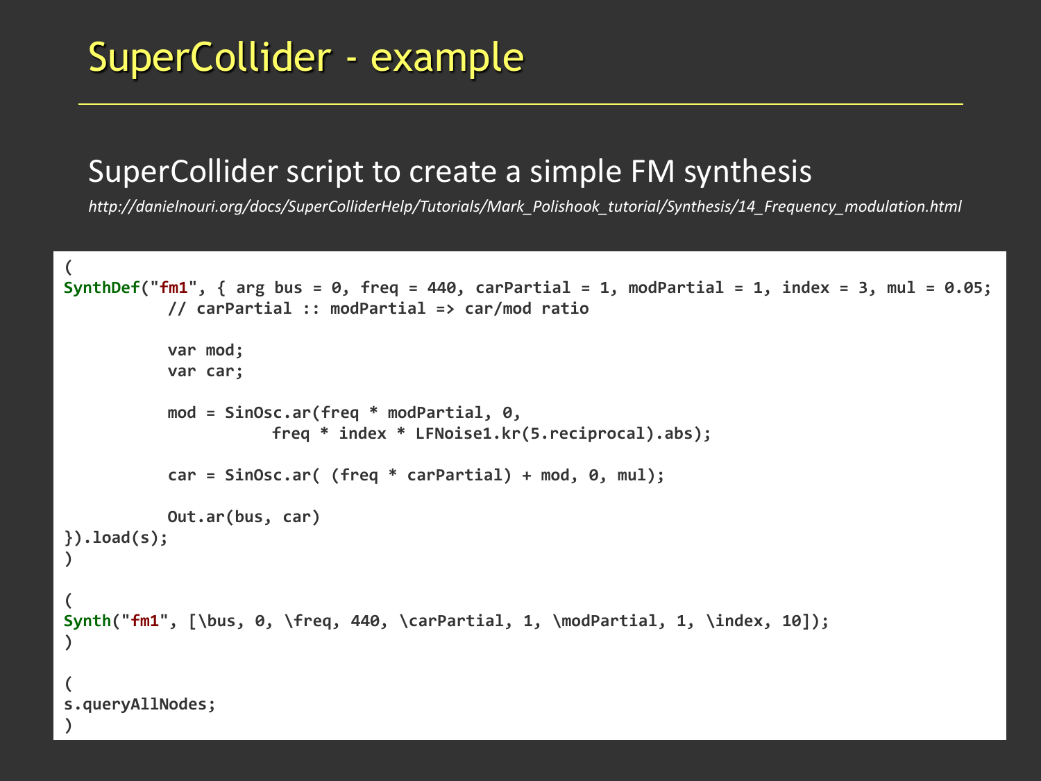# SuperCollider - example

SuperCollider script to create a simple FM synthesis

*http://danielnouri.org/docs/SuperColliderHelp/Tutorials/Mark_Polishook_tutorial/Synthesis/14_Frequency_modulation.html*

```
(
SynthDef("fm1", { arg bus = 0, freq = 440, carPartial = 1, modPartial = 1, index = 3, mul = 0.05;
        // carPartial :: modPartial => car/mod ratio

        var mod;
        var car;

        mod = SinOsc.ar(freq * modPartial, 0,
                    freq * index * LFNoise1.kr(5.reciprocal).abs);

        car = SinOsc.ar( (freq * carPartial) + mod, 0, mul);

        Out.ar(bus, car)
}).load(s);
)

(
Synth("fm1", [\bus, 0, \freq, 440, \carPartial, 1, \modPartial, 1, \index, 10]);
)

(
s.queryAllNodes;
)
```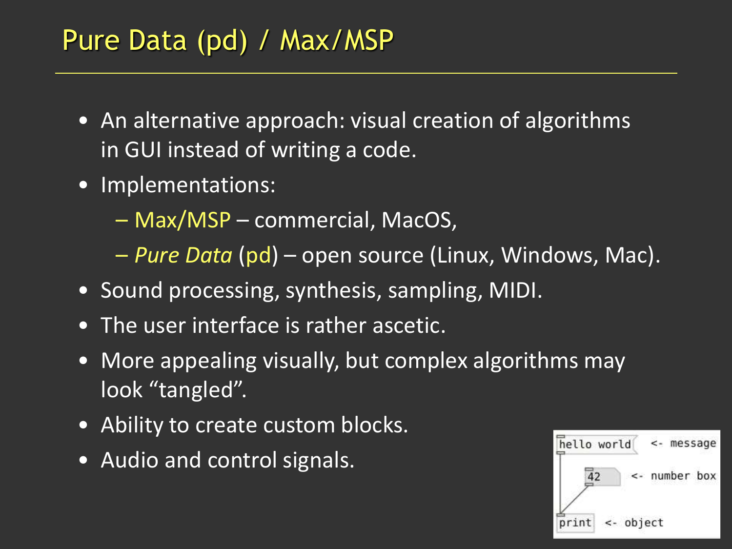# Pure Data (pd) / Max/MSP

- An alternative approach: visual creation of algorithms in GUI instead of writing a code.
- Implementations:
  - Max/MSP – commercial, MacOS,
  - *Pure Data* (pd) – open source (Linux, Windows, Mac).
- Sound processing, synthesis, sampling, MIDI.
- The user interface is rather ascetic.
- More appealing visually, but complex algorithms may look "tangled".
- Ability to create custom blocks.
- Audio and control signals.

hello world <- message

42 <- number box

print <- object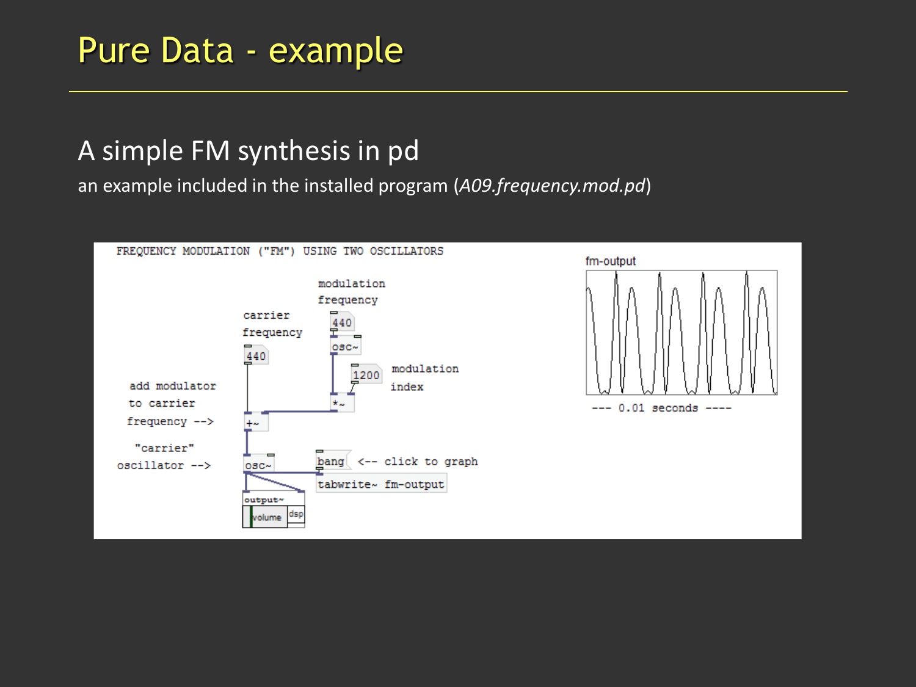# Pure Data - example

## A simple FM synthesis in pd

an example included in the installed program (*A09.frequency.mod.pd*)

FREQUENCY MODULATION ("FM") USING TWO OSCILLATORS

modulation frequency

440

osc~

carrier frequency

440

1200

modulation index

add modulator to carrier frequency -->

*~

+~

"carrier" oscillator -->

osc~

bang <-- click to graph

tabwrite~ fm-output

output~

volume

dsp

fm-output

--- 0.01 seconds ----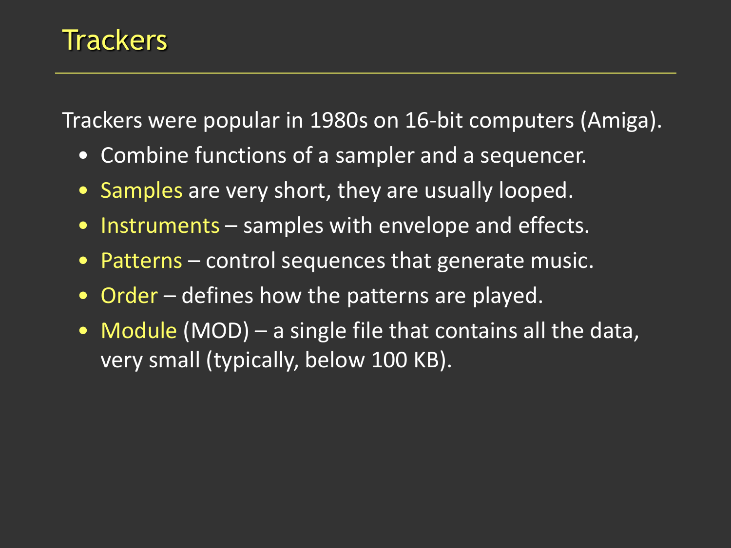# Trackers

Trackers were popular in 1980s on 16-bit computers (Amiga).

- Combine functions of a sampler and a sequencer.
- Samples are very short, they are usually looped.
- Instruments – samples with envelope and effects.
- Patterns – control sequences that generate music.
- Order – defines how the patterns are played.
- Module (MOD) – a single file that contains all the data, very small (typically, below 100 KB).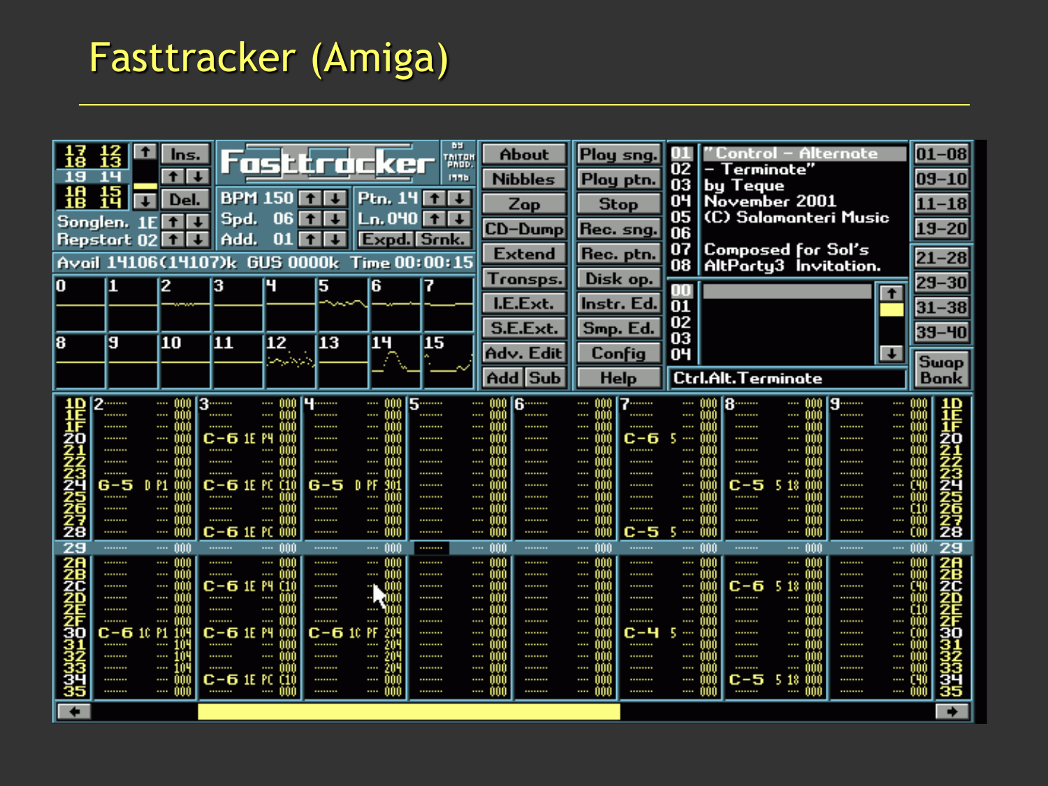# Fasttracker (Amiga)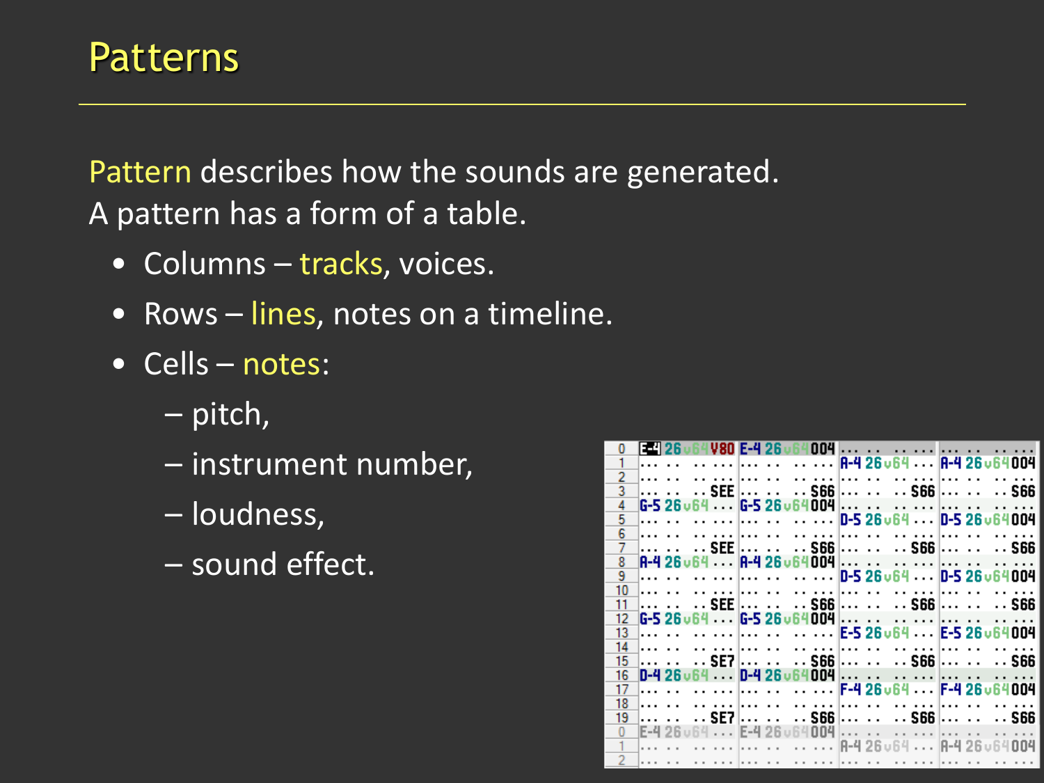# Patterns

Pattern describes how the sounds are generated.
A pattern has a form of a table.

- Columns – tracks, voices.
- Rows – lines, notes on a timeline.
- Cells – notes:
  - pitch,
  - instrument number,
  - loudness,
  - sound effect.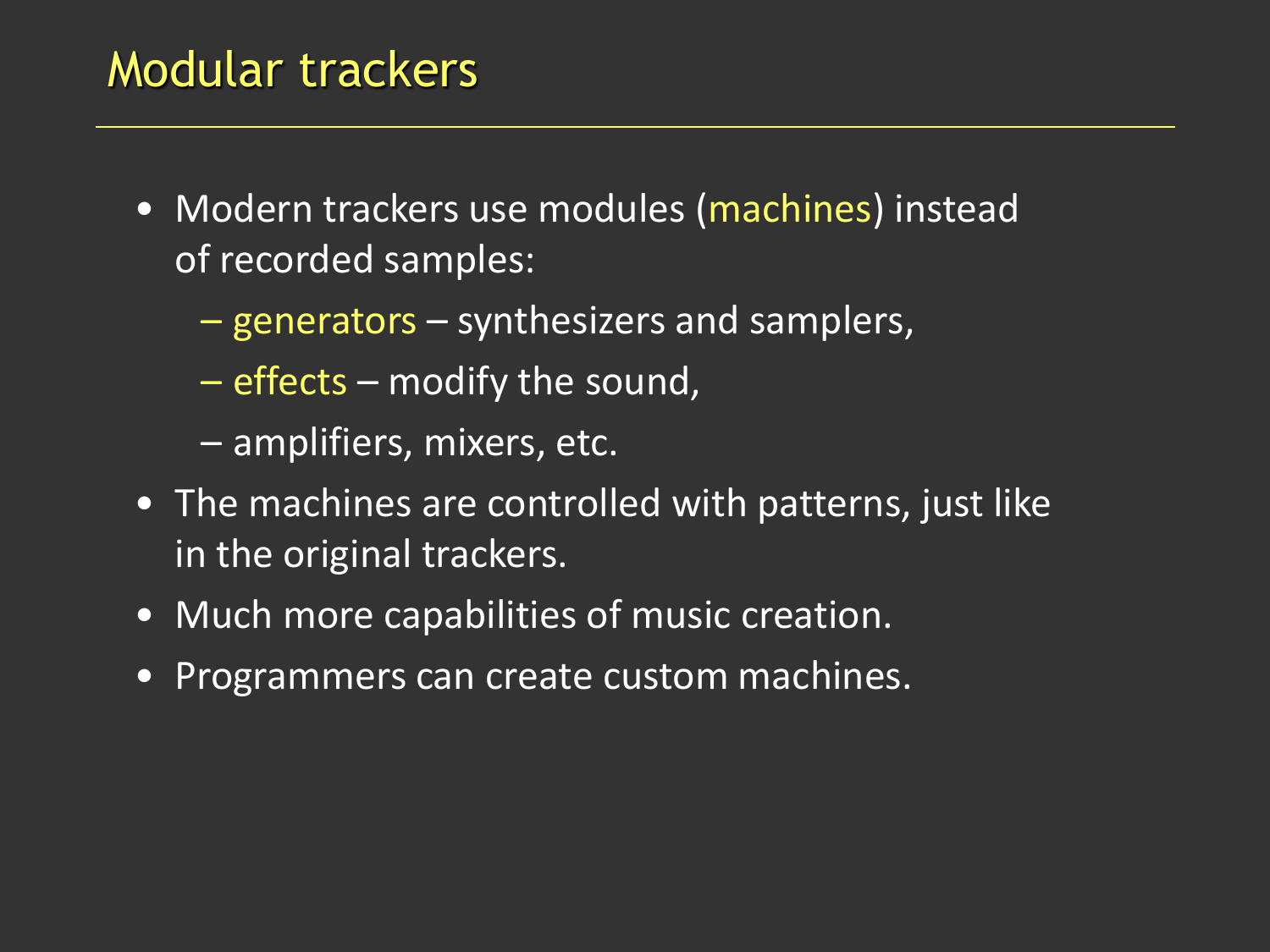# Modular trackers

- Modern trackers use modules (machines) instead of recorded samples:
  - generators – synthesizers and samplers,
  - effects – modify the sound,
  - amplifiers, mixers, etc.
- The machines are controlled with patterns, just like in the original trackers.
- Much more capabilities of music creation.
- Programmers can create custom machines.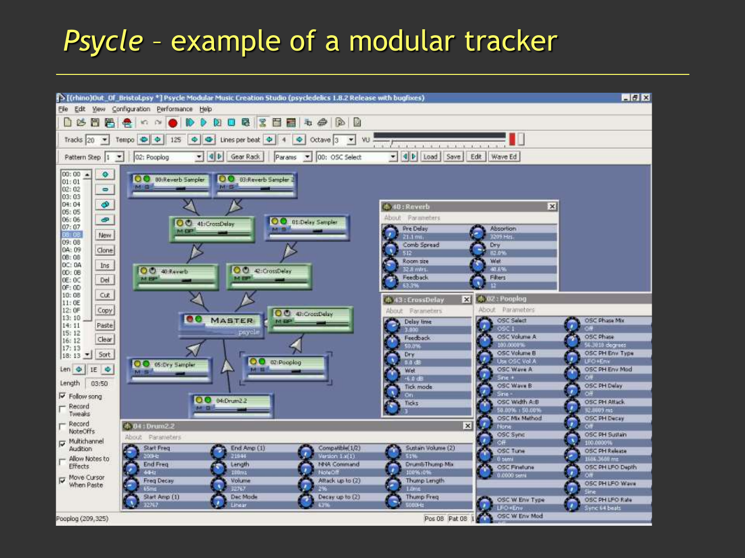# *Psycle* – example of a modular tracker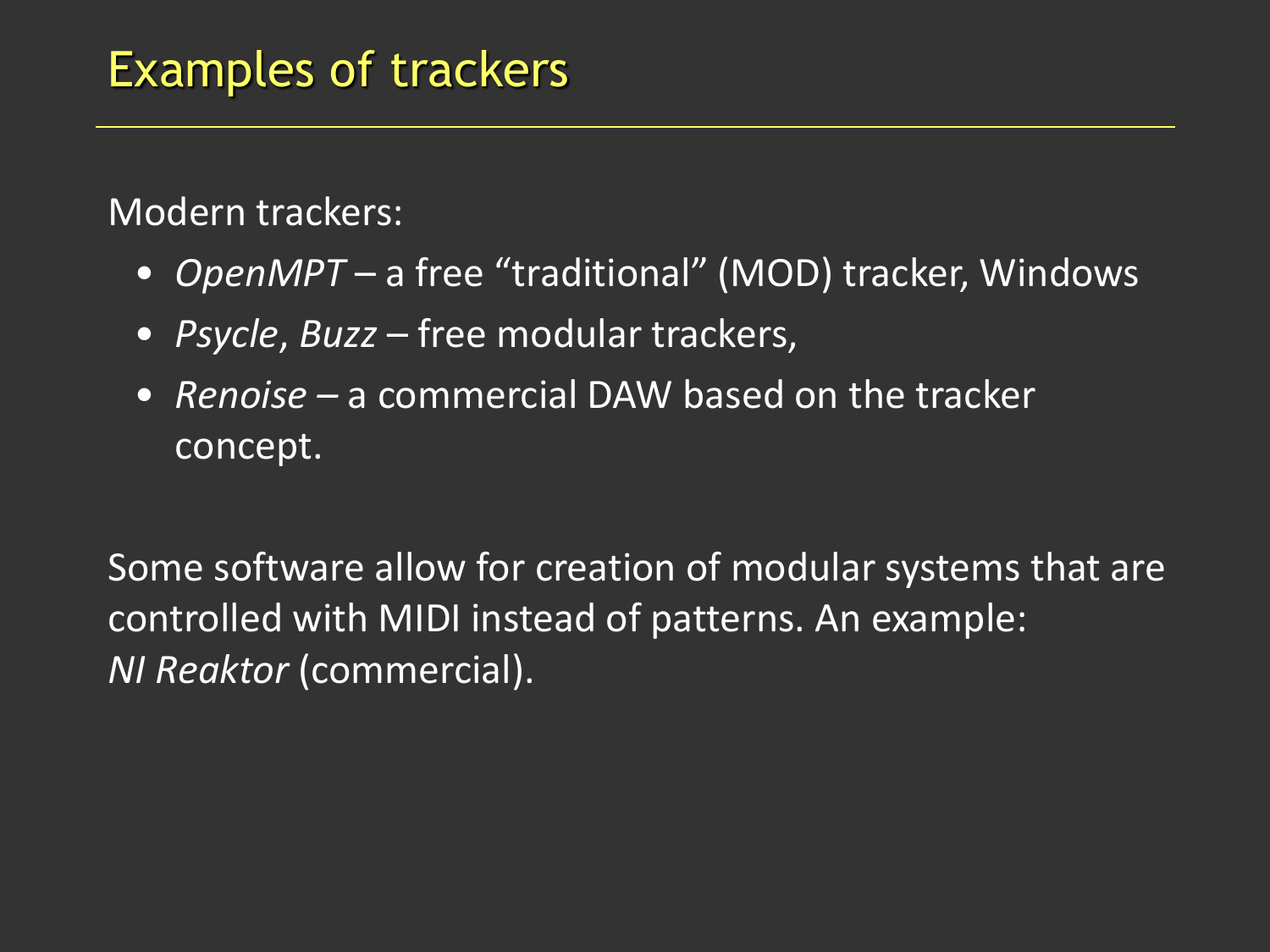# Examples of trackers

Modern trackers:

- *OpenMPT* – a free "traditional" (MOD) tracker, Windows
- *Psycle*, *Buzz* – free modular trackers,
- *Renoise* – a commercial DAW based on the tracker concept.

Some software allow for creation of modular systems that are controlled with MIDI instead of patterns. An example: *NI Reaktor* (commercial).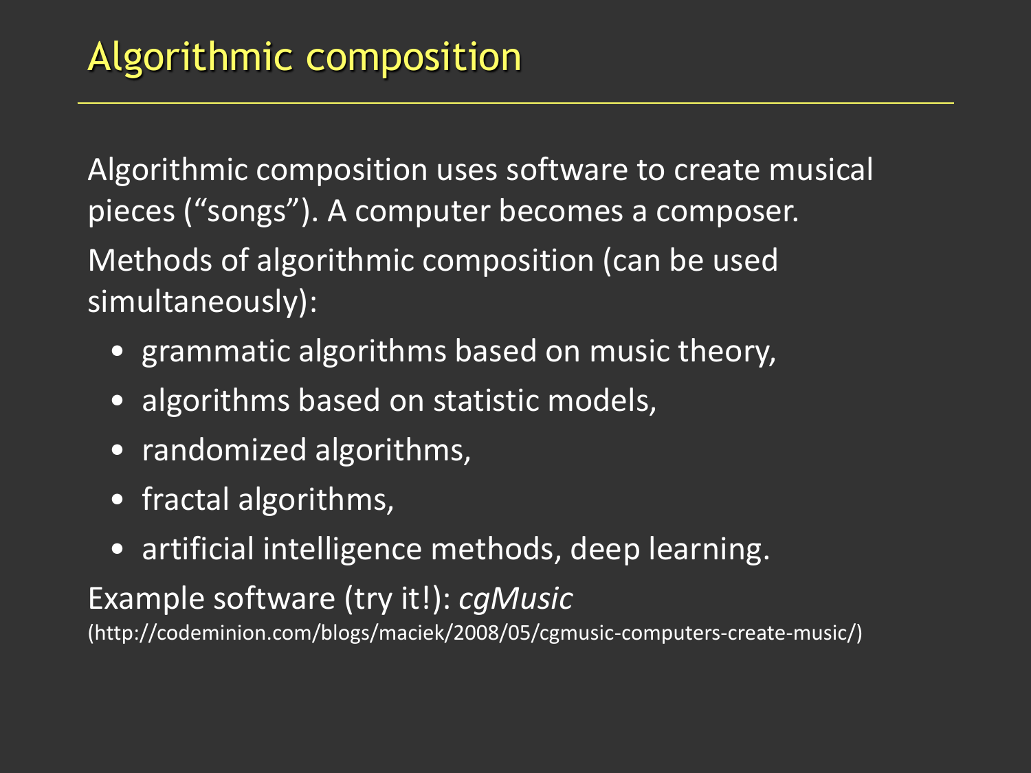# Algorithmic composition

Algorithmic composition uses software to create musical pieces (“songs”). A computer becomes a composer.

Methods of algorithmic composition (can be used simultaneously):

- grammatic algorithms based on music theory,
- algorithms based on statistic models,
- randomized algorithms,
- fractal algorithms,
- artificial intelligence methods, deep learning.

Example software (try it!): *cgMusic*

(http://codeminion.com/blogs/maciek/2008/05/cgmusic-computers-create-music/)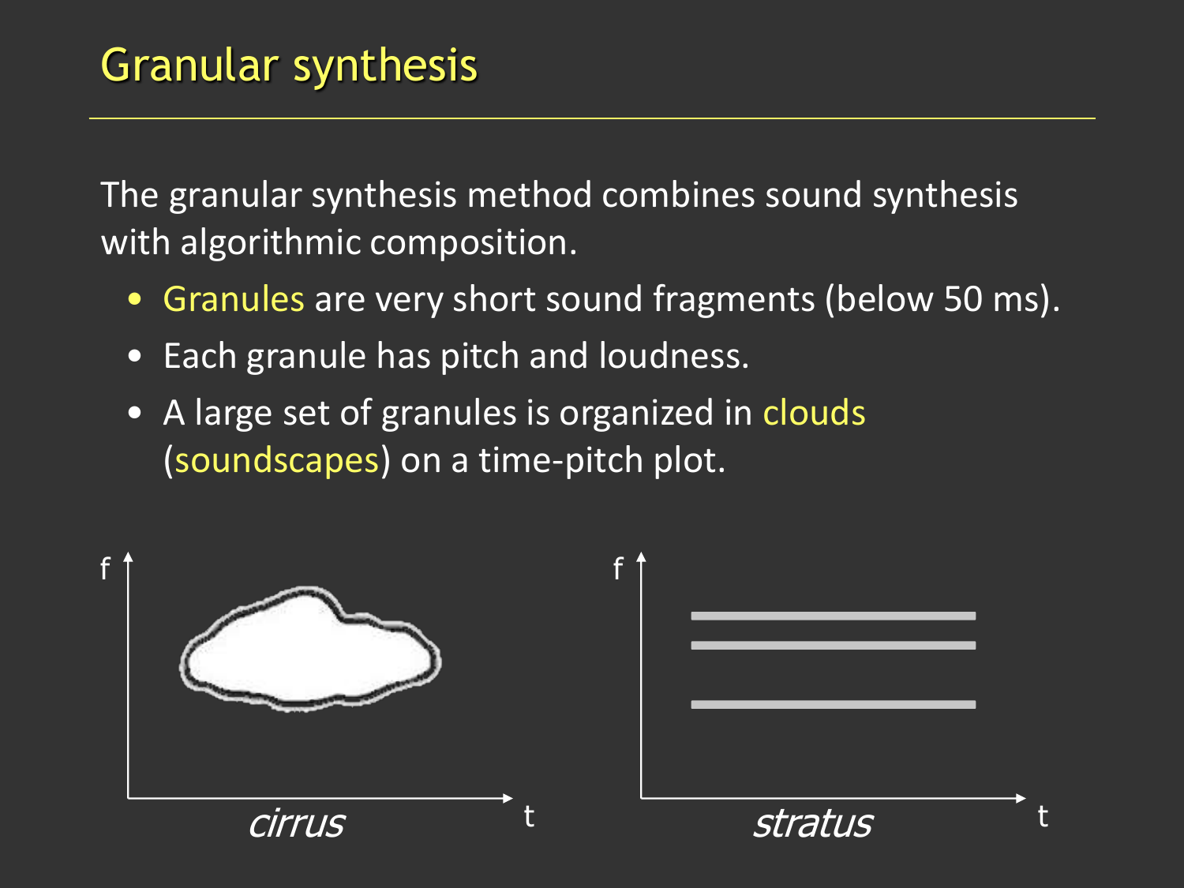# Granular synthesis

The granular synthesis method combines sound synthesis with algorithmic composition.

- Granules are very short sound fragments (below 50 ms).
- Each granule has pitch and loudness.
- A large set of granules is organized in clouds (soundscapes) on a time-pitch plot.

f

t

*cirrus*

f

t

*stratus*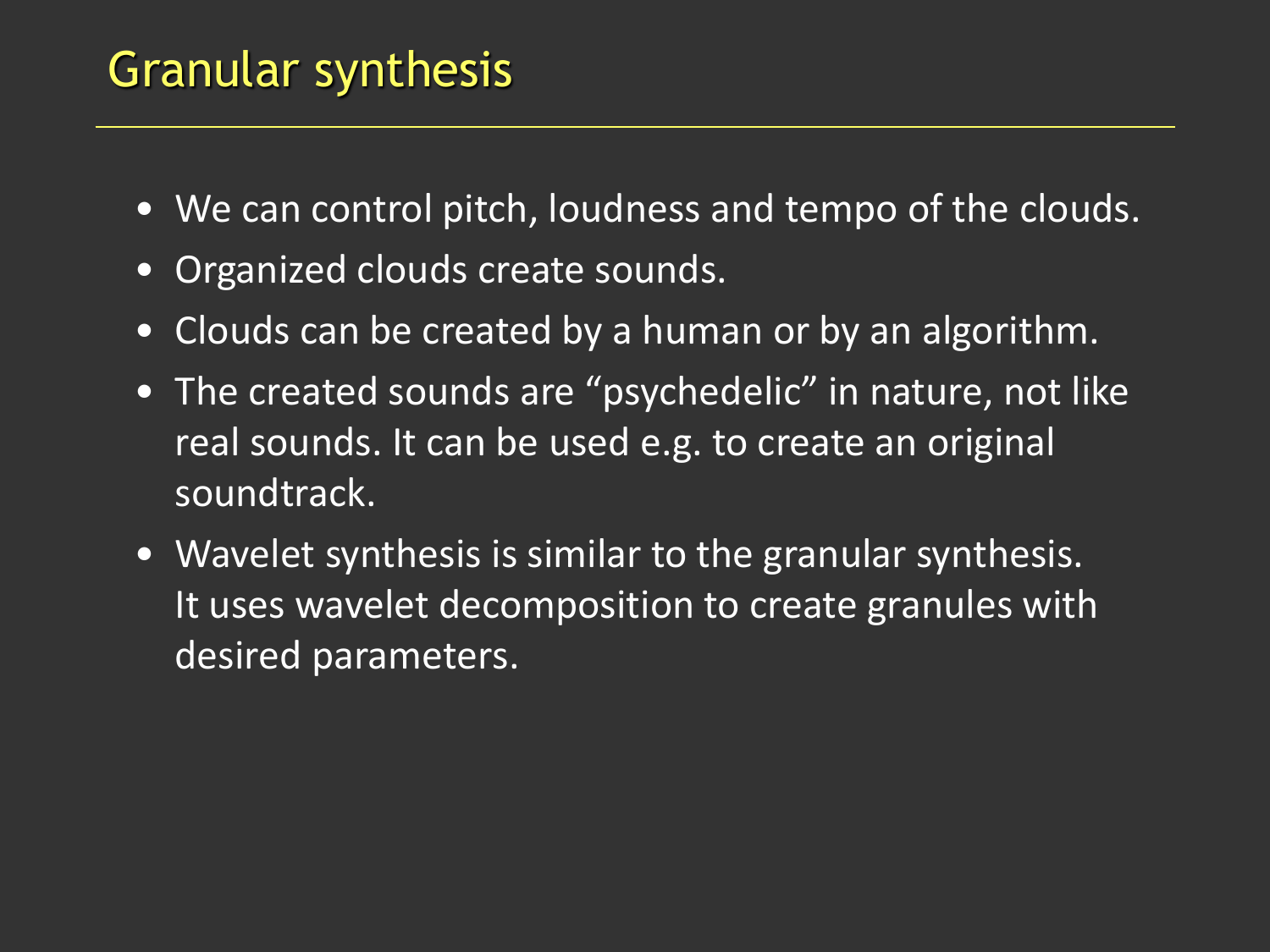# Granular synthesis

- We can control pitch, loudness and tempo of the clouds.
- Organized clouds create sounds.
- Clouds can be created by a human or by an algorithm.
- The created sounds are “psychedelic” in nature, not like real sounds. It can be used e.g. to create an original soundtrack.
- Wavelet synthesis is similar to the granular synthesis. It uses wavelet decomposition to create granules with desired parameters.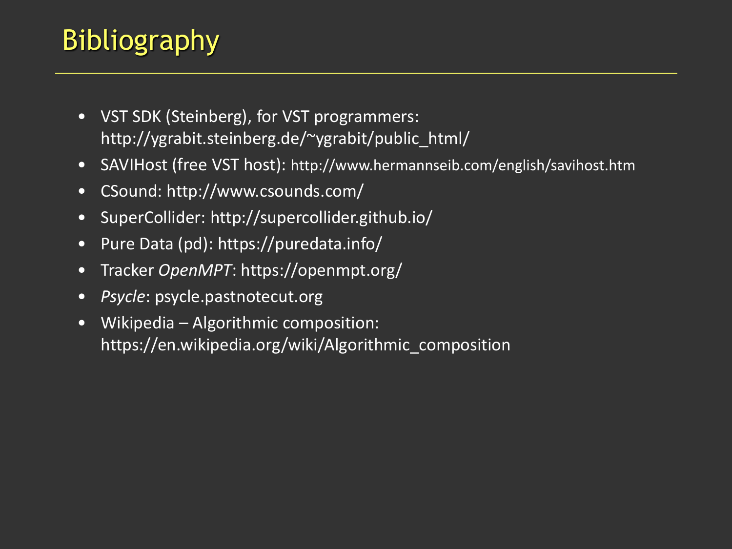# Bibliography

- VST SDK (Steinberg), for VST programmers: http://ygrabit.steinberg.de/~ygrabit/public_html/
- SAVIHost (free VST host): http://www.hermannseib.com/english/savihost.htm
- CSound: http://www.csounds.com/
- SuperCollider: http://supercollider.github.io/
- Pure Data (pd): https://puredata.info/
- Tracker *OpenMPT*: https://openmpt.org/
- *Psycle*: psycle.pastnotecut.org
- Wikipedia – Algorithmic composition: https://en.wikipedia.org/wiki/Algorithmic_composition